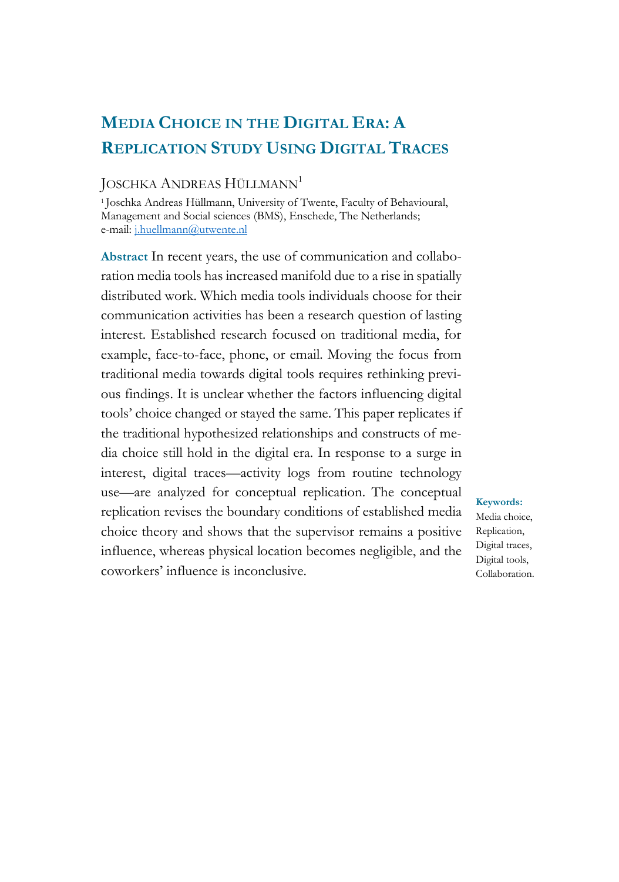# MEDIA CHOICE IN THE DIGITAL ERA: A REPLICATION STUDY USING DIGITAL TRACES

JOSCHKA ANDREAS HÜLLMANN[1]

[1] Joschka Andreas Hüllmann, University of Twente, Faculty of Behavioural, Management and Social sciences (BMS), Enschede, The Netherlands; e-mail: j.huellmann@utwente.nl

**Abstract** In recent years, the use of communication and collaboration media tools has increased manifold due to a rise in spatially distributed work. Which media tools individuals choose for their communication activities has been a research question of lasting interest. Established research focused on traditional media, for example, face-to-face, phone, or email. Moving the focus from traditional media towards digital tools requires rethinking previous findings. It is unclear whether the factors influencing digital tools' choice changed or stayed the same. This paper replicates if the traditional hypothesized relationships and constructs of media choice still hold in the digital era. In response to a surge in interest, digital traces—activity logs from routine technology use—are analyzed for conceptual replication. The conceptual replication revises the boundary conditions of established media choice theory and shows that the supervisor remains a positive influence, whereas physical location becomes negligible, and the coworkers' influence is inconclusive.

**Keywords:** Media choice, Replication, Digital traces, Digital tools, Collaboration.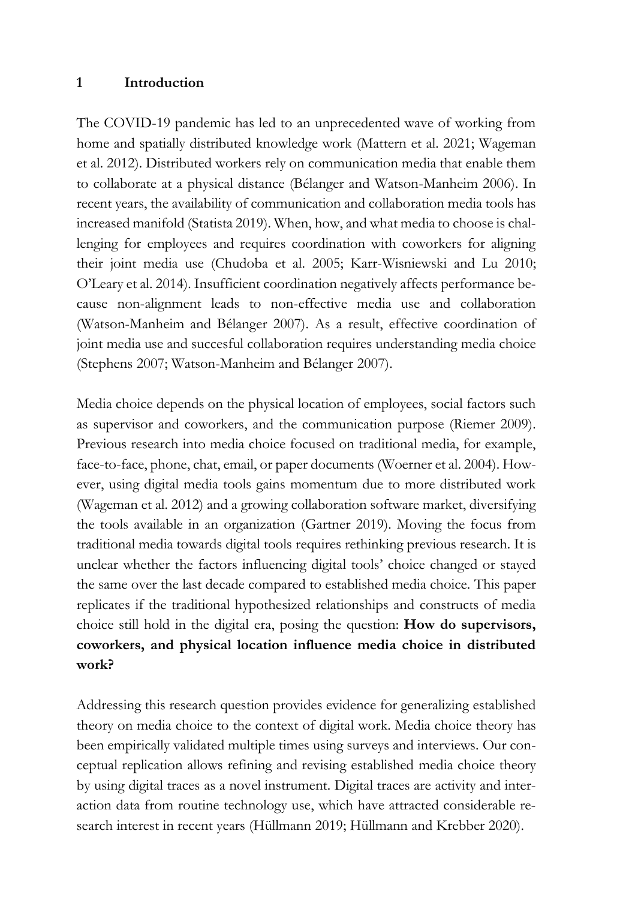## 1 Introduction

The COVID-19 pandemic has led to an unprecedented wave of working from home and spatially distributed knowledge work (Mattern et al. 2021; Wageman et al. 2012). Distributed workers rely on communication media that enable them to collaborate at a physical distance (Bélanger and Watson-Manheim 2006). In recent years, the availability of communication and collaboration media tools has increased manifold (Statista 2019). When, how, and what media to choose is challenging for employees and requires coordination with coworkers for aligning their joint media use (Chudoba et al. 2005; Karr-Wisniewski and Lu 2010; O'Leary et al. 2014). Insufficient coordination negatively affects performance because non-alignment leads to non-effective media use and collaboration (Watson-Manheim and Bélanger 2007). As a result, effective coordination of joint media use and succesful collaboration requires understanding media choice (Stephens 2007; Watson-Manheim and Bélanger 2007).

Media choice depends on the physical location of employees, social factors such as supervisor and coworkers, and the communication purpose (Riemer 2009). Previous research into media choice focused on traditional media, for example, face-to-face, phone, chat, email, or paper documents (Woerner et al. 2004). However, using digital media tools gains momentum due to more distributed work (Wageman et al. 2012) and a growing collaboration software market, diversifying the tools available in an organization (Gartner 2019). Moving the focus from traditional media towards digital tools requires rethinking previous research. It is unclear whether the factors influencing digital tools' choice changed or stayed the same over the last decade compared to established media choice. This paper replicates if the traditional hypothesized relationships and constructs of media choice still hold in the digital era, posing the question: **How do supervisors, coworkers, and physical location influence media choice in distributed work?**

Addressing this research question provides evidence for generalizing established theory on media choice to the context of digital work. Media choice theory has been empirically validated multiple times using surveys and interviews. Our conceptual replication allows refining and revising established media choice theory by using digital traces as a novel instrument. Digital traces are activity and interaction data from routine technology use, which have attracted considerable research interest in recent years (Hüllmann 2019; Hüllmann and Krebber 2020).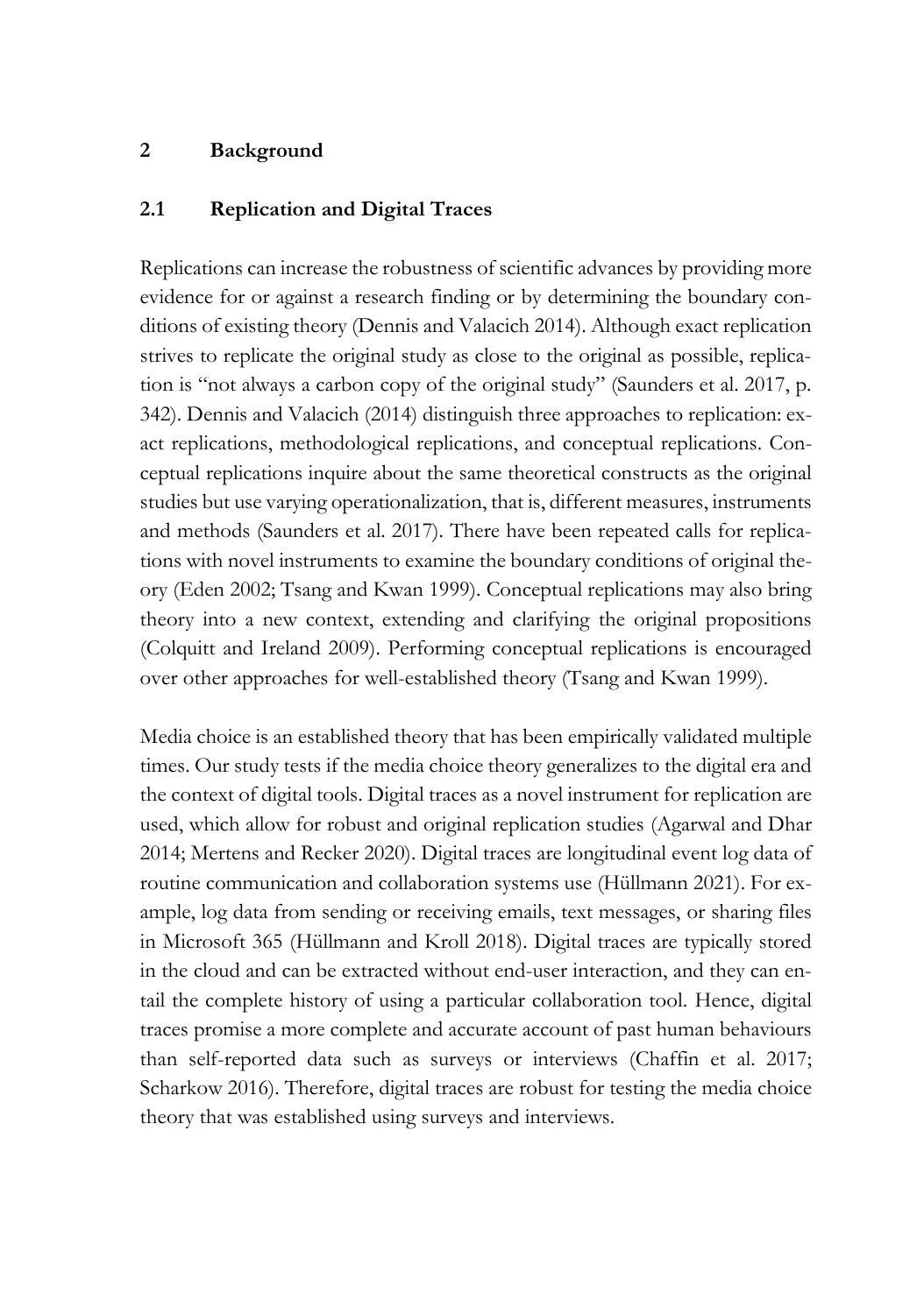## 2 Background

### 2.1 Replication and Digital Traces

Replications can increase the robustness of scientific advances by providing more evidence for or against a research finding or by determining the boundary conditions of existing theory (Dennis and Valacich 2014). Although exact replication strives to replicate the original study as close to the original as possible, replication is "not always a carbon copy of the original study" (Saunders et al. 2017, p. 342). Dennis and Valacich (2014) distinguish three approaches to replication: exact replications, methodological replications, and conceptual replications. Conceptual replications inquire about the same theoretical constructs as the original studies but use varying operationalization, that is, different measures, instruments and methods (Saunders et al. 2017). There have been repeated calls for replications with novel instruments to examine the boundary conditions of original theory (Eden 2002; Tsang and Kwan 1999). Conceptual replications may also bring theory into a new context, extending and clarifying the original propositions (Colquitt and Ireland 2009). Performing conceptual replications is encouraged over other approaches for well-established theory (Tsang and Kwan 1999).

Media choice is an established theory that has been empirically validated multiple times. Our study tests if the media choice theory generalizes to the digital era and the context of digital tools. Digital traces as a novel instrument for replication are used, which allow for robust and original replication studies (Agarwal and Dhar 2014; Mertens and Recker 2020). Digital traces are longitudinal event log data of routine communication and collaboration systems use (Hüllmann 2021). For example, log data from sending or receiving emails, text messages, or sharing files in Microsoft 365 (Hüllmann and Kroll 2018). Digital traces are typically stored in the cloud and can be extracted without end-user interaction, and they can entail the complete history of using a particular collaboration tool. Hence, digital traces promise a more complete and accurate account of past human behaviours than self-reported data such as surveys or interviews (Chaffin et al. 2017; Scharkow 2016). Therefore, digital traces are robust for testing the media choice theory that was established using surveys and interviews.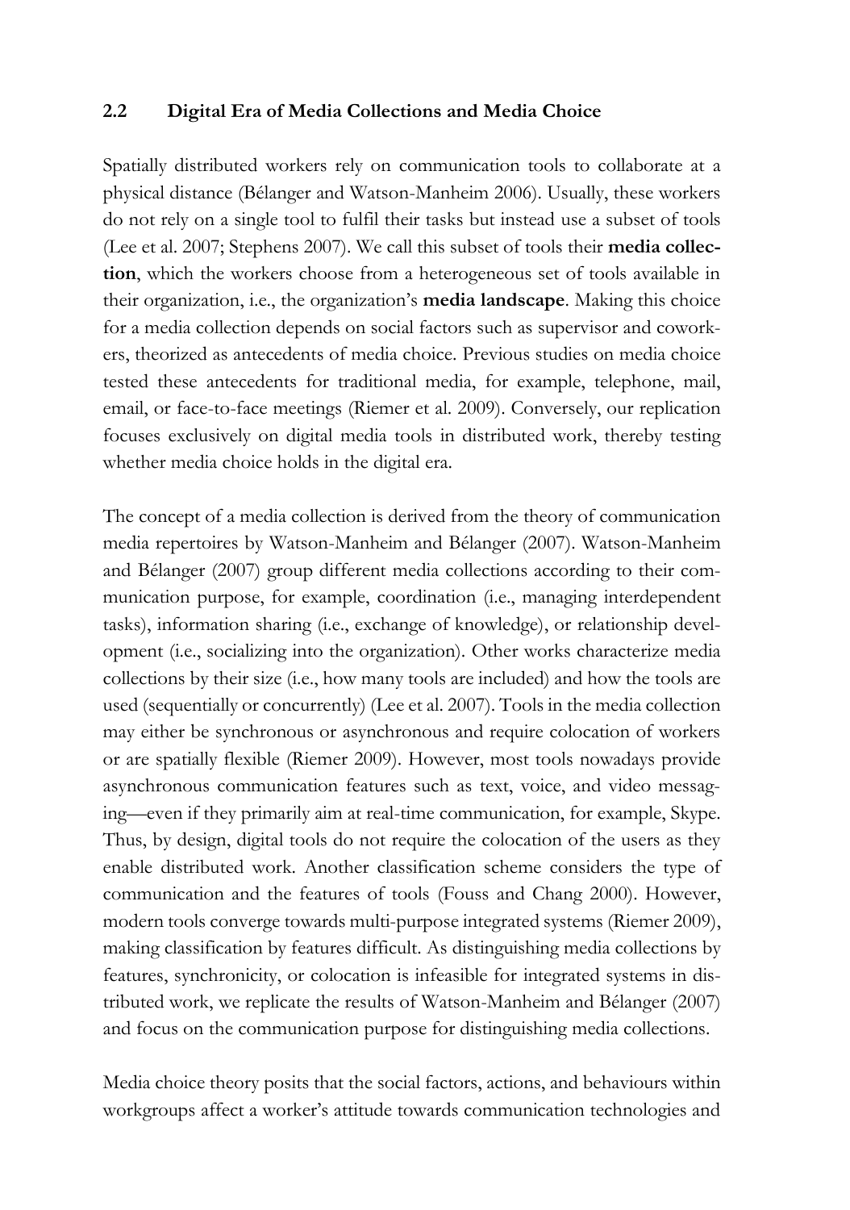## 2.2 Digital Era of Media Collections and Media Choice

Spatially distributed workers rely on communication tools to collaborate at a physical distance (Bélanger and Watson-Manheim 2006). Usually, these workers do not rely on a single tool to fulfil their tasks but instead use a subset of tools (Lee et al. 2007; Stephens 2007). We call this subset of tools their **media collection**, which the workers choose from a heterogeneous set of tools available in their organization, i.e., the organization's **media landscape**. Making this choice for a media collection depends on social factors such as supervisor and coworkers, theorized as antecedents of media choice. Previous studies on media choice tested these antecedents for traditional media, for example, telephone, mail, email, or face-to-face meetings (Riemer et al. 2009). Conversely, our replication focuses exclusively on digital media tools in distributed work, thereby testing whether media choice holds in the digital era.

The concept of a media collection is derived from the theory of communication media repertoires by Watson-Manheim and Bélanger (2007). Watson-Manheim and Bélanger (2007) group different media collections according to their communication purpose, for example, coordination (i.e., managing interdependent tasks), information sharing (i.e., exchange of knowledge), or relationship development (i.e., socializing into the organization). Other works characterize media collections by their size (i.e., how many tools are included) and how the tools are used (sequentially or concurrently) (Lee et al. 2007). Tools in the media collection may either be synchronous or asynchronous and require colocation of workers or are spatially flexible (Riemer 2009). However, most tools nowadays provide asynchronous communication features such as text, voice, and video messaging—even if they primarily aim at real-time communication, for example, Skype. Thus, by design, digital tools do not require the colocation of the users as they enable distributed work. Another classification scheme considers the type of communication and the features of tools (Fouss and Chang 2000). However, modern tools converge towards multi-purpose integrated systems (Riemer 2009), making classification by features difficult. As distinguishing media collections by features, synchronicity, or colocation is infeasible for integrated systems in distributed work, we replicate the results of Watson-Manheim and Bélanger (2007) and focus on the communication purpose for distinguishing media collections.

Media choice theory posits that the social factors, actions, and behaviours within workgroups affect a worker's attitude towards communication technologies and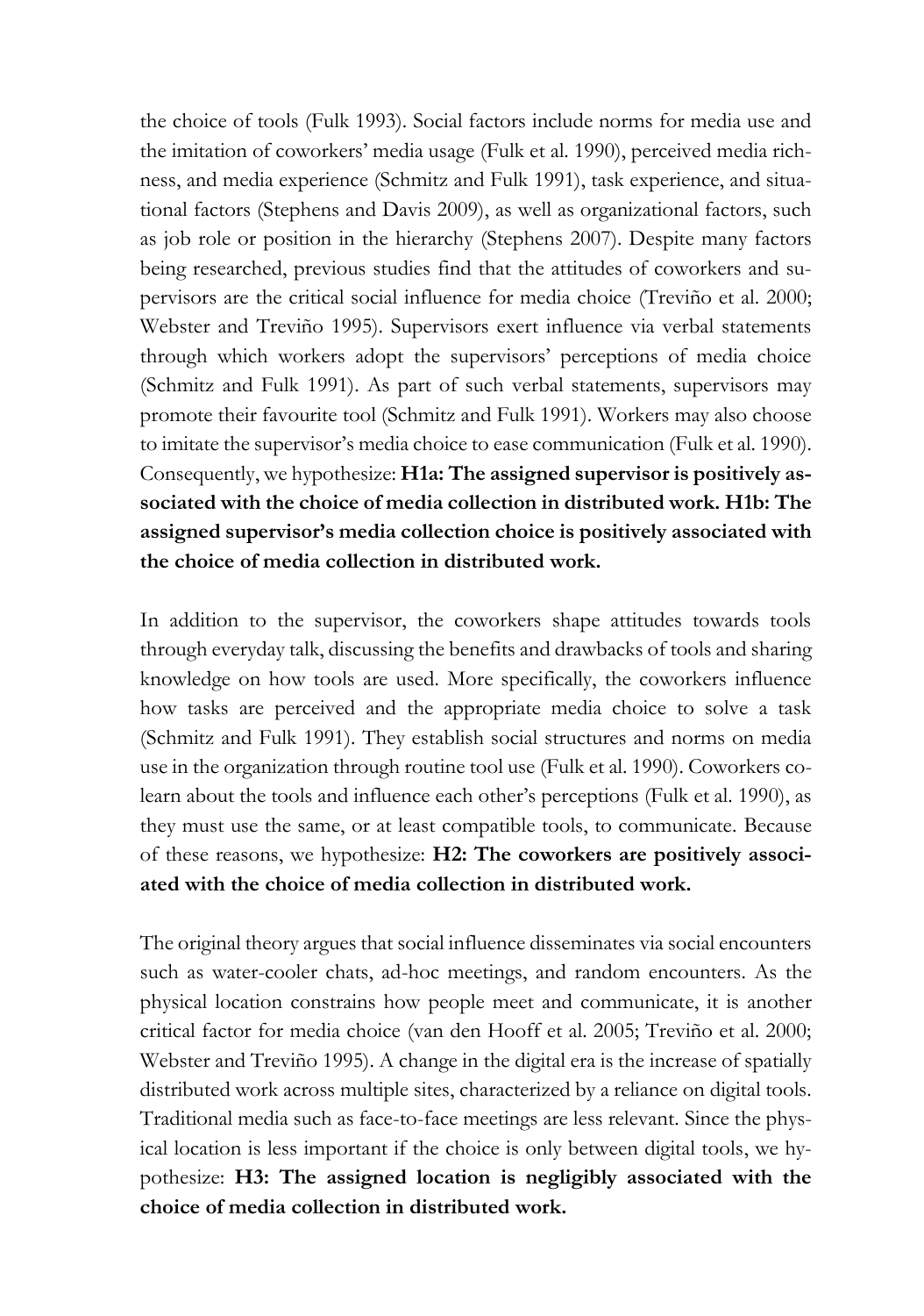the choice of tools (Fulk 1993). Social factors include norms for media use and the imitation of coworkers' media usage (Fulk et al. 1990), perceived media richness, and media experience (Schmitz and Fulk 1991), task experience, and situational factors (Stephens and Davis 2009), as well as organizational factors, such as job role or position in the hierarchy (Stephens 2007). Despite many factors being researched, previous studies find that the attitudes of coworkers and supervisors are the critical social influence for media choice (Treviño et al. 2000; Webster and Treviño 1995). Supervisors exert influence via verbal statements through which workers adopt the supervisors' perceptions of media choice (Schmitz and Fulk 1991). As part of such verbal statements, supervisors may promote their favourite tool (Schmitz and Fulk 1991). Workers may also choose to imitate the supervisor's media choice to ease communication (Fulk et al. 1990). Consequently, we hypothesize: **H1a: The assigned supervisor is positively associated with the choice of media collection in distributed work. H1b: The assigned supervisor's media collection choice is positively associated with the choice of media collection in distributed work.**

In addition to the supervisor, the coworkers shape attitudes towards tools through everyday talk, discussing the benefits and drawbacks of tools and sharing knowledge on how tools are used. More specifically, the coworkers influence how tasks are perceived and the appropriate media choice to solve a task (Schmitz and Fulk 1991). They establish social structures and norms on media use in the organization through routine tool use (Fulk et al. 1990). Coworkers co-learn about the tools and influence each other's perceptions (Fulk et al. 1990), as they must use the same, or at least compatible tools, to communicate. Because of these reasons, we hypothesize: **H2: The coworkers are positively associated with the choice of media collection in distributed work.**

The original theory argues that social influence disseminates via social encounters such as water-cooler chats, ad-hoc meetings, and random encounters. As the physical location constrains how people meet and communicate, it is another critical factor for media choice (van den Hooff et al. 2005; Treviño et al. 2000; Webster and Treviño 1995). A change in the digital era is the increase of spatially distributed work across multiple sites, characterized by a reliance on digital tools. Traditional media such as face-to-face meetings are less relevant. Since the physical location is less important if the choice is only between digital tools, we hypothesize: **H3: The assigned location is negligibly associated with the choice of media collection in distributed work.**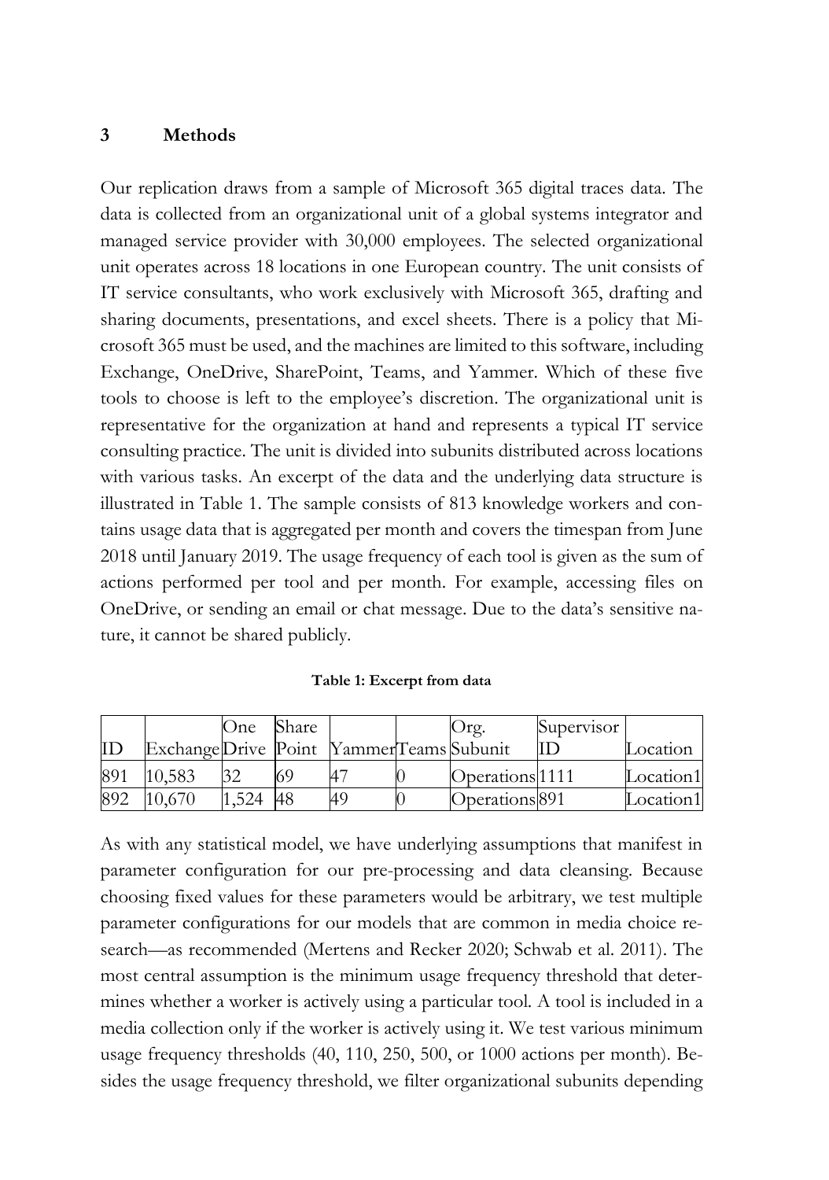## 3 Methods

Our replication draws from a sample of Microsoft 365 digital traces data. The data is collected from an organizational unit of a global systems integrator and managed service provider with 30,000 employees. The selected organizational unit operates across 18 locations in one European country. The unit consists of IT service consultants, who work exclusively with Microsoft 365, drafting and sharing documents, presentations, and excel sheets. There is a policy that Microsoft 365 must be used, and the machines are limited to this software, including Exchange, OneDrive, SharePoint, Teams, and Yammer. Which of these five tools to choose is left to the employee's discretion. The organizational unit is representative for the organization at hand and represents a typical IT service consulting practice. The unit is divided into subunits distributed across locations with various tasks. An excerpt of the data and the underlying data structure is illustrated in Table 1. The sample consists of 813 knowledge workers and contains usage data that is aggregated per month and covers the timespan from June 2018 until January 2019. The usage frequency of each tool is given as the sum of actions performed per tool and per month. For example, accessing files on OneDrive, or sending an email or chat message. Due to the data's sensitive nature, it cannot be shared publicly.

**Table 1: Excerpt from data**

| ID | Exchange | One Drive | Share Point | Yammer | Teams | Org. Subunit | Supervisor ID | Location |
|---|---|---|---|---|---|---|---|---|
| 891 | 10,583 | 32 | 69 | 47 | 0 | Operations | 1111 | Location1 |
| 892 | 10,670 | 1,524 | 48 | 49 | 0 | Operations | 891 | Location1 |

As with any statistical model, we have underlying assumptions that manifest in parameter configuration for our pre-processing and data cleansing. Because choosing fixed values for these parameters would be arbitrary, we test multiple parameter configurations for our models that are common in media choice research—as recommended (Mertens and Recker 2020; Schwab et al. 2011). The most central assumption is the minimum usage frequency threshold that determines whether a worker is actively using a particular tool. A tool is included in a media collection only if the worker is actively using it. We test various minimum usage frequency thresholds (40, 110, 250, 500, or 1000 actions per month). Besides the usage frequency threshold, we filter organizational subunits depending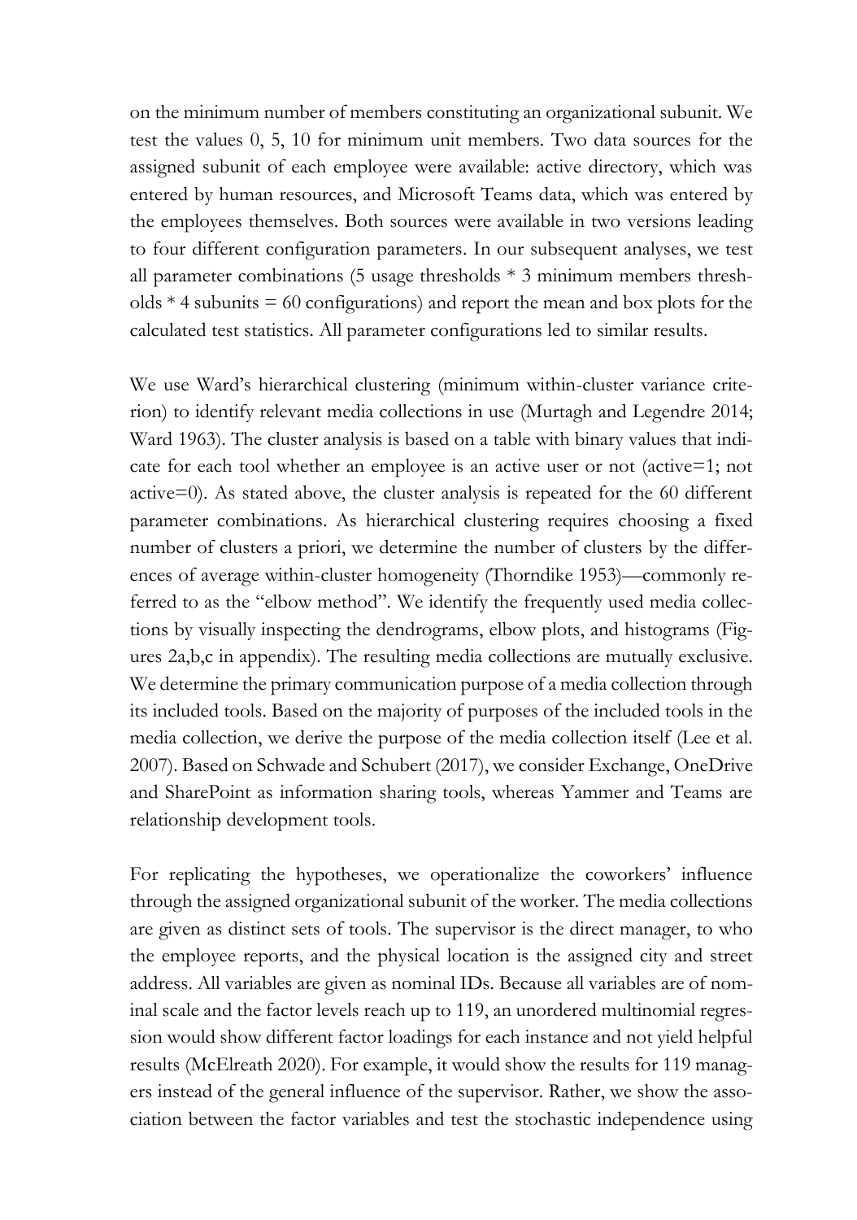on the minimum number of members constituting an organizational subunit. We test the values 0, 5, 10 for minimum unit members. Two data sources for the assigned subunit of each employee were available: active directory, which was entered by human resources, and Microsoft Teams data, which was entered by the employees themselves. Both sources were available in two versions leading to four different configuration parameters. In our subsequent analyses, we test all parameter combinations (5 usage thresholds * 3 minimum members thresholds * 4 subunits = 60 configurations) and report the mean and box plots for the calculated test statistics. All parameter configurations led to similar results.

We use Ward's hierarchical clustering (minimum within-cluster variance criterion) to identify relevant media collections in use (Murtagh and Legendre 2014; Ward 1963). The cluster analysis is based on a table with binary values that indicate for each tool whether an employee is an active user or not (active=1; not active=0). As stated above, the cluster analysis is repeated for the 60 different parameter combinations. As hierarchical clustering requires choosing a fixed number of clusters a priori, we determine the number of clusters by the differences of average within-cluster homogeneity (Thorndike 1953)—commonly referred to as the "elbow method". We identify the frequently used media collections by visually inspecting the dendrograms, elbow plots, and histograms (Figures 2a,b,c in appendix). The resulting media collections are mutually exclusive. We determine the primary communication purpose of a media collection through its included tools. Based on the majority of purposes of the included tools in the media collection, we derive the purpose of the media collection itself (Lee et al. 2007). Based on Schwade and Schubert (2017), we consider Exchange, OneDrive and SharePoint as information sharing tools, whereas Yammer and Teams are relationship development tools.

For replicating the hypotheses, we operationalize the coworkers' influence through the assigned organizational subunit of the worker. The media collections are given as distinct sets of tools. The supervisor is the direct manager, to who the employee reports, and the physical location is the assigned city and street address. All variables are given as nominal IDs. Because all variables are of nominal scale and the factor levels reach up to 119, an unordered multinomial regression would show different factor loadings for each instance and not yield helpful results (McElreath 2020). For example, it would show the results for 119 managers instead of the general influence of the supervisor. Rather, we show the association between the factor variables and test the stochastic independence using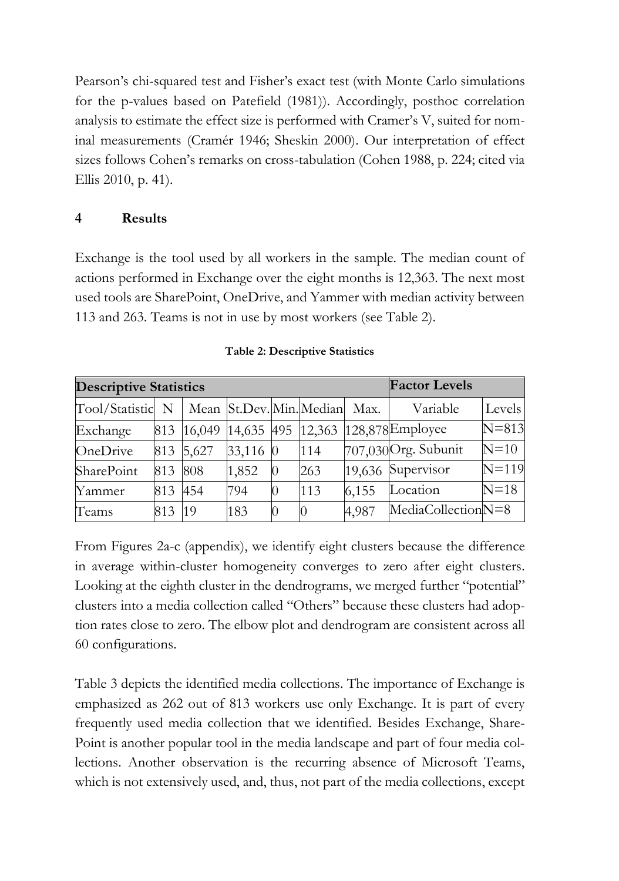Pearson's chi-squared test and Fisher's exact test (with Monte Carlo simulations for the p-values based on Patefield (1981)). Accordingly, posthoc correlation analysis to estimate the effect size is performed with Cramer's V, suited for nominal measurements (Cramér 1946; Sheskin 2000). Our interpretation of effect sizes follows Cohen's remarks on cross-tabulation (Cohen 1988, p. 224; cited via Ellis 2010, p. 41).

## 4 Results

Exchange is the tool used by all workers in the sample. The median count of actions performed in Exchange over the eight months is 12,363. The next most used tools are SharePoint, OneDrive, and Yammer with median activity between 113 and 263. Teams is not in use by most workers (see Table 2).

**Table 2: Descriptive Statistics**

| **Descriptive Statistics** | | | | | | | **Factor Levels** | |
|---|---|---|---|---|---|---|---|---|
| Tool/Statistic | N | Mean | St.Dev. | Min. | Median | Max. | Variable | Levels |
| Exchange | 813 | 16,049 | 14,635 | 495 | 12,363 | 128,878 | Employee | N=813 |
| OneDrive | 813 | 5,627 | 33,116 | 0 | 114 | 707,030 | Org. Subunit | N=10 |
| SharePoint | 813 | 808 | 1,852 | 0 | 263 | 19,636 | Supervisor | N=119 |
| Yammer | 813 | 454 | 794 | 0 | 113 | 6,155 | Location | N=18 |
| Teams | 813 | 19 | 183 | 0 | 0 | 4,987 | MediaCollection | N=8 |

From Figures 2a-c (appendix), we identify eight clusters because the difference in average within-cluster homogeneity converges to zero after eight clusters. Looking at the eighth cluster in the dendrograms, we merged further "potential" clusters into a media collection called "Others" because these clusters had adoption rates close to zero. The elbow plot and dendrogram are consistent across all 60 configurations.

Table 3 depicts the identified media collections. The importance of Exchange is emphasized as 262 out of 813 workers use only Exchange. It is part of every frequently used media collection that we identified. Besides Exchange, SharePoint is another popular tool in the media landscape and part of four media collections. Another observation is the recurring absence of Microsoft Teams, which is not extensively used, and, thus, not part of the media collections, except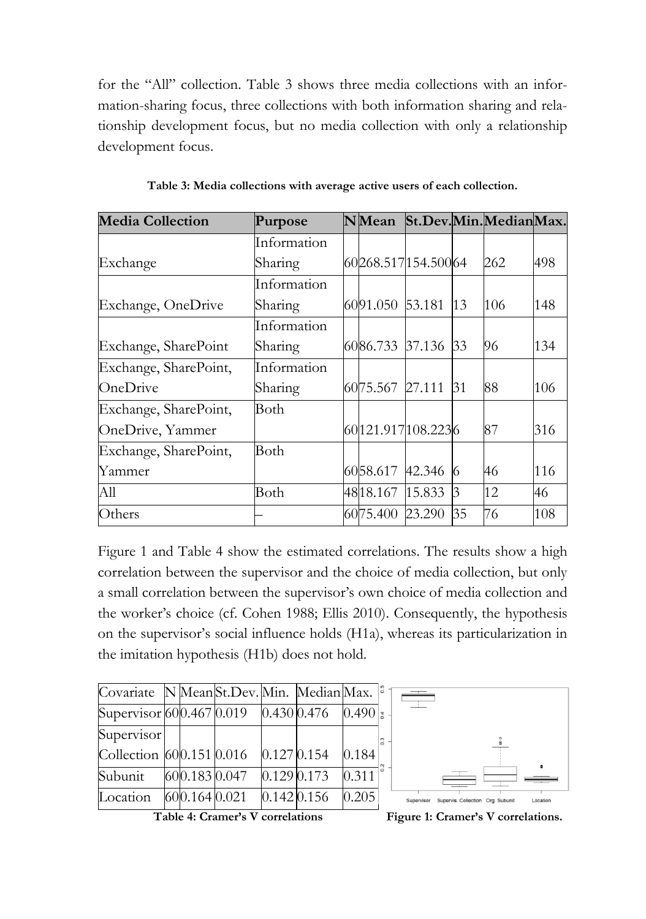for the "All" collection. Table 3 shows three media collections with an information-sharing focus, three collections with both information sharing and relationship development focus, but no media collection with only a relationship development focus.

**Table 3: Media collections with average active users of each collection.**

| Media Collection | Purpose | N | Mean | St.Dev. | Min. | Median | Max. |
|---|---|---|---|---|---|---|---|
| Exchange | Information Sharing | 60 | 268.517 | 154.500 | 64 | 262 | 498 |
| Exchange, OneDrive | Information Sharing | 60 | 91.050 | 53.181 | 13 | 106 | 148 |
| Exchange, SharePoint | Information Sharing | 60 | 86.733 | 37.136 | 33 | 96 | 134 |
| Exchange, SharePoint, OneDrive | Information Sharing | 60 | 75.567 | 27.111 | 31 | 88 | 106 |
| Exchange, SharePoint, OneDrive, Yammer | Both | 60 | 121.917 | 108.223 | 6 | 87 | 316 |
| Exchange, SharePoint, Yammer | Both | 60 | 58.617 | 42.346 | 6 | 46 | 116 |
| All | Both | 48 | 18.167 | 15.833 | 3 | 12 | 46 |
| Others | – | 60 | 75.400 | 23.290 | 35 | 76 | 108 |

Figure 1 and Table 4 show the estimated correlations. The results show a high correlation between the supervisor and the choice of media collection, but only a small correlation between the supervisor's own choice of media collection and the worker's choice (cf. Cohen 1988; Ellis 2010). Consequently, the hypothesis on the supervisor's social influence holds (H1a), whereas its particularization in the imitation hypothesis (H1b) does not hold.

| Covariate | N | Mean | St.Dev. | Min. | Median | Max. |
|---|---|---|---|---|---|---|
| Supervisor | 60 | 0.467 | 0.019 | 0.430 | 0.476 | 0.490 |
| Supervisor Collection | 60 | 0.151 | 0.016 | 0.127 | 0.154 | 0.184 |
| Subunit | 60 | 0.183 | 0.047 | 0.129 | 0.173 | 0.311 |
| Location | 60 | 0.164 | 0.021 | 0.142 | 0.156 | 0.205 |

**Table 4: Cramer's V correlations**

**Figure 1: Cramer's V correlations.**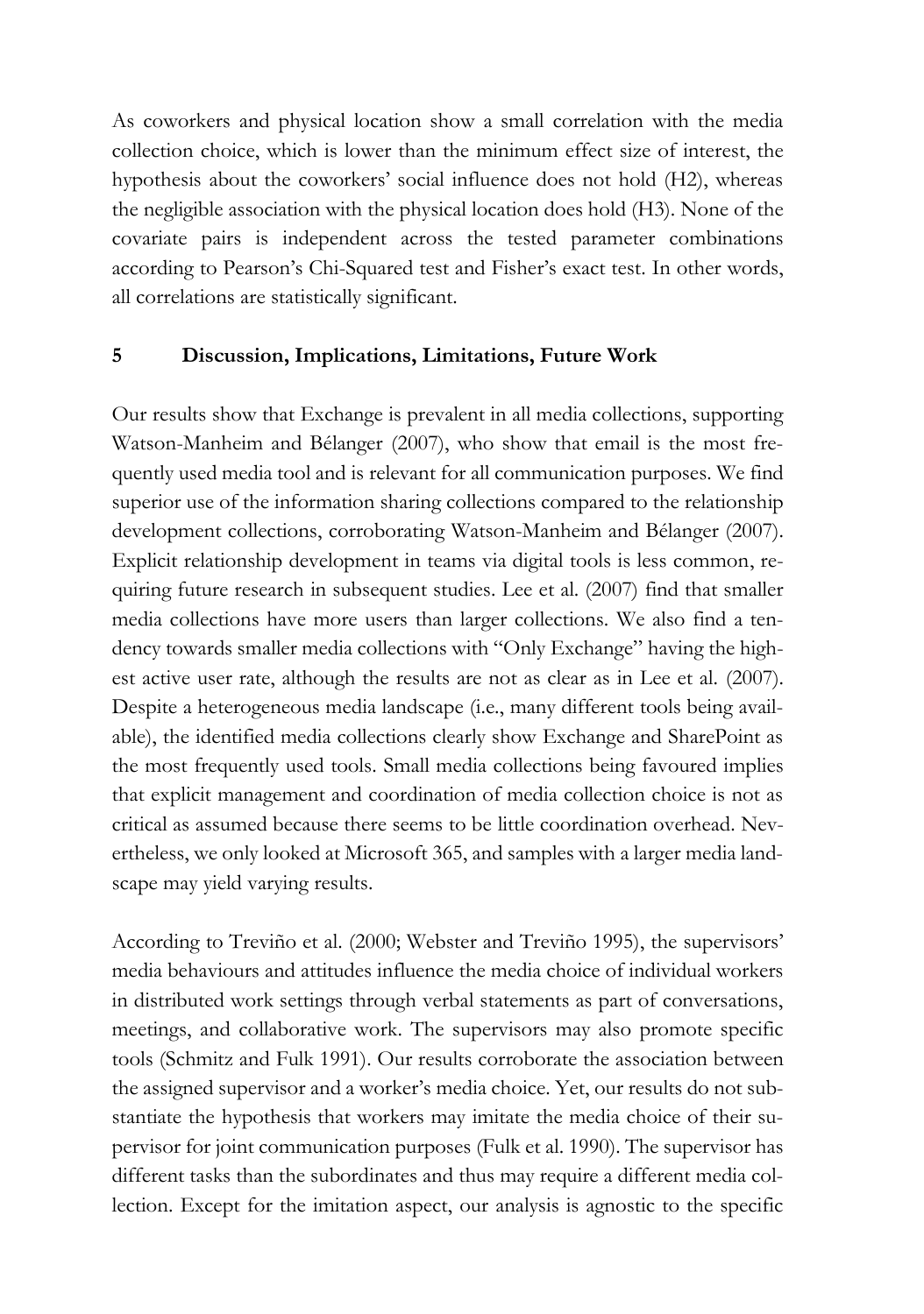As coworkers and physical location show a small correlation with the media collection choice, which is lower than the minimum effect size of interest, the hypothesis about the coworkers' social influence does not hold (H2), whereas the negligible association with the physical location does hold (H3). None of the covariate pairs is independent across the tested parameter combinations according to Pearson's Chi-Squared test and Fisher's exact test. In other words, all correlations are statistically significant.

## 5 Discussion, Implications, Limitations, Future Work

Our results show that Exchange is prevalent in all media collections, supporting Watson-Manheim and Bélanger (2007), who show that email is the most frequently used media tool and is relevant for all communication purposes. We find superior use of the information sharing collections compared to the relationship development collections, corroborating Watson-Manheim and Bélanger (2007). Explicit relationship development in teams via digital tools is less common, requiring future research in subsequent studies. Lee et al. (2007) find that smaller media collections have more users than larger collections. We also find a tendency towards smaller media collections with "Only Exchange" having the highest active user rate, although the results are not as clear as in Lee et al. (2007). Despite a heterogeneous media landscape (i.e., many different tools being available), the identified media collections clearly show Exchange and SharePoint as the most frequently used tools. Small media collections being favoured implies that explicit management and coordination of media collection choice is not as critical as assumed because there seems to be little coordination overhead. Nevertheless, we only looked at Microsoft 365, and samples with a larger media landscape may yield varying results.

According to Treviño et al. (2000; Webster and Treviño 1995), the supervisors' media behaviours and attitudes influence the media choice of individual workers in distributed work settings through verbal statements as part of conversations, meetings, and collaborative work. The supervisors may also promote specific tools (Schmitz and Fulk 1991). Our results corroborate the association between the assigned supervisor and a worker's media choice. Yet, our results do not substantiate the hypothesis that workers may imitate the media choice of their supervisor for joint communication purposes (Fulk et al. 1990). The supervisor has different tasks than the subordinates and thus may require a different media collection. Except for the imitation aspect, our analysis is agnostic to the specific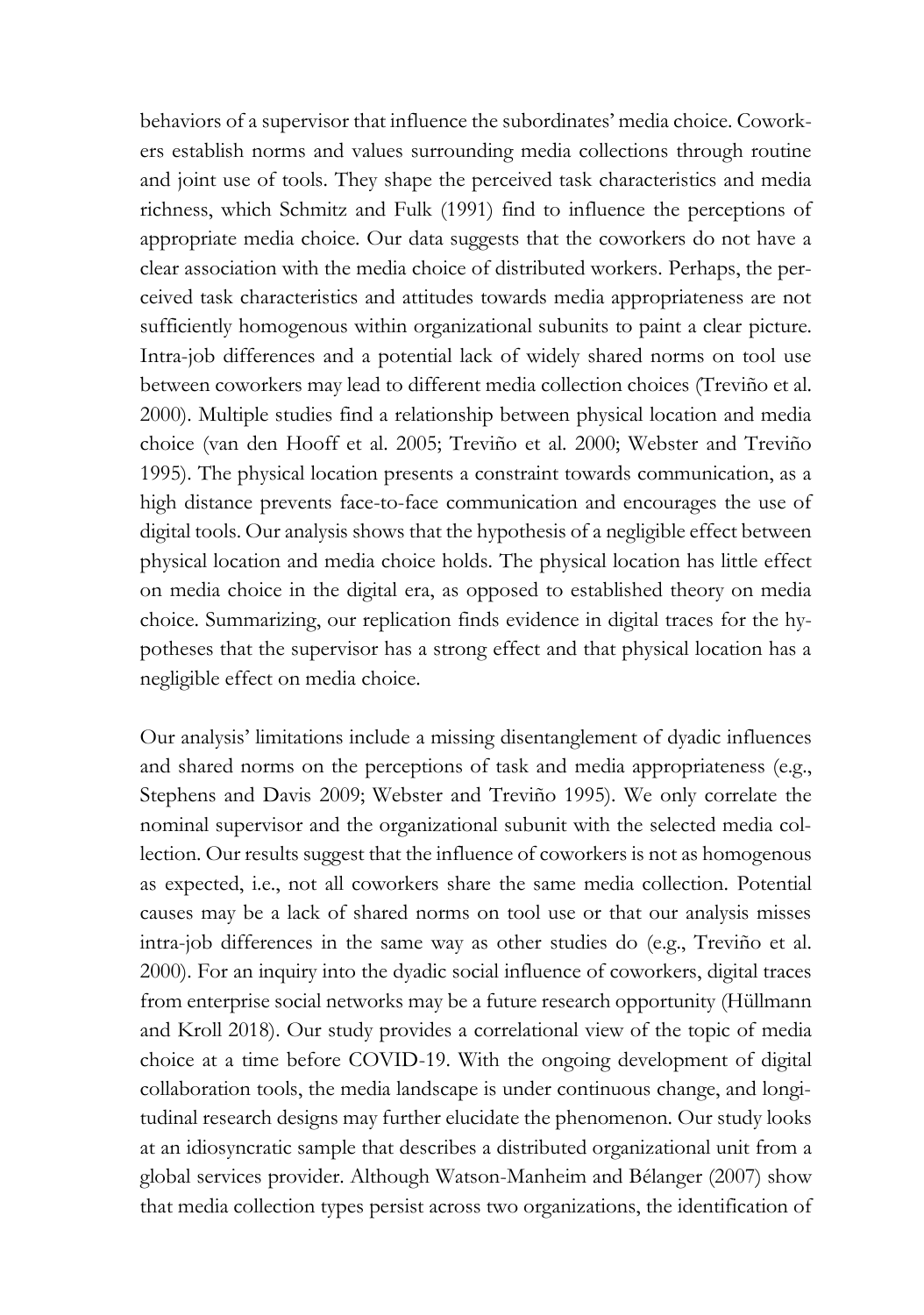behaviors of a supervisor that influence the subordinates' media choice. Coworkers establish norms and values surrounding media collections through routine and joint use of tools. They shape the perceived task characteristics and media richness, which Schmitz and Fulk (1991) find to influence the perceptions of appropriate media choice. Our data suggests that the coworkers do not have a clear association with the media choice of distributed workers. Perhaps, the perceived task characteristics and attitudes towards media appropriateness are not sufficiently homogenous within organizational subunits to paint a clear picture. Intra-job differences and a potential lack of widely shared norms on tool use between coworkers may lead to different media collection choices (Treviño et al. 2000). Multiple studies find a relationship between physical location and media choice (van den Hooff et al. 2005; Treviño et al. 2000; Webster and Treviño 1995). The physical location presents a constraint towards communication, as a high distance prevents face-to-face communication and encourages the use of digital tools. Our analysis shows that the hypothesis of a negligible effect between physical location and media choice holds. The physical location has little effect on media choice in the digital era, as opposed to established theory on media choice. Summarizing, our replication finds evidence in digital traces for the hypotheses that the supervisor has a strong effect and that physical location has a negligible effect on media choice.

Our analysis' limitations include a missing disentanglement of dyadic influences and shared norms on the perceptions of task and media appropriateness (e.g., Stephens and Davis 2009; Webster and Treviño 1995). We only correlate the nominal supervisor and the organizational subunit with the selected media collection. Our results suggest that the influence of coworkers is not as homogenous as expected, i.e., not all coworkers share the same media collection. Potential causes may be a lack of shared norms on tool use or that our analysis misses intra-job differences in the same way as other studies do (e.g., Treviño et al. 2000). For an inquiry into the dyadic social influence of coworkers, digital traces from enterprise social networks may be a future research opportunity (Hüllmann and Kroll 2018). Our study provides a correlational view of the topic of media choice at a time before COVID-19. With the ongoing development of digital collaboration tools, the media landscape is under continuous change, and longitudinal research designs may further elucidate the phenomenon. Our study looks at an idiosyncratic sample that describes a distributed organizational unit from a global services provider. Although Watson-Manheim and Bélanger (2007) show that media collection types persist across two organizations, the identification of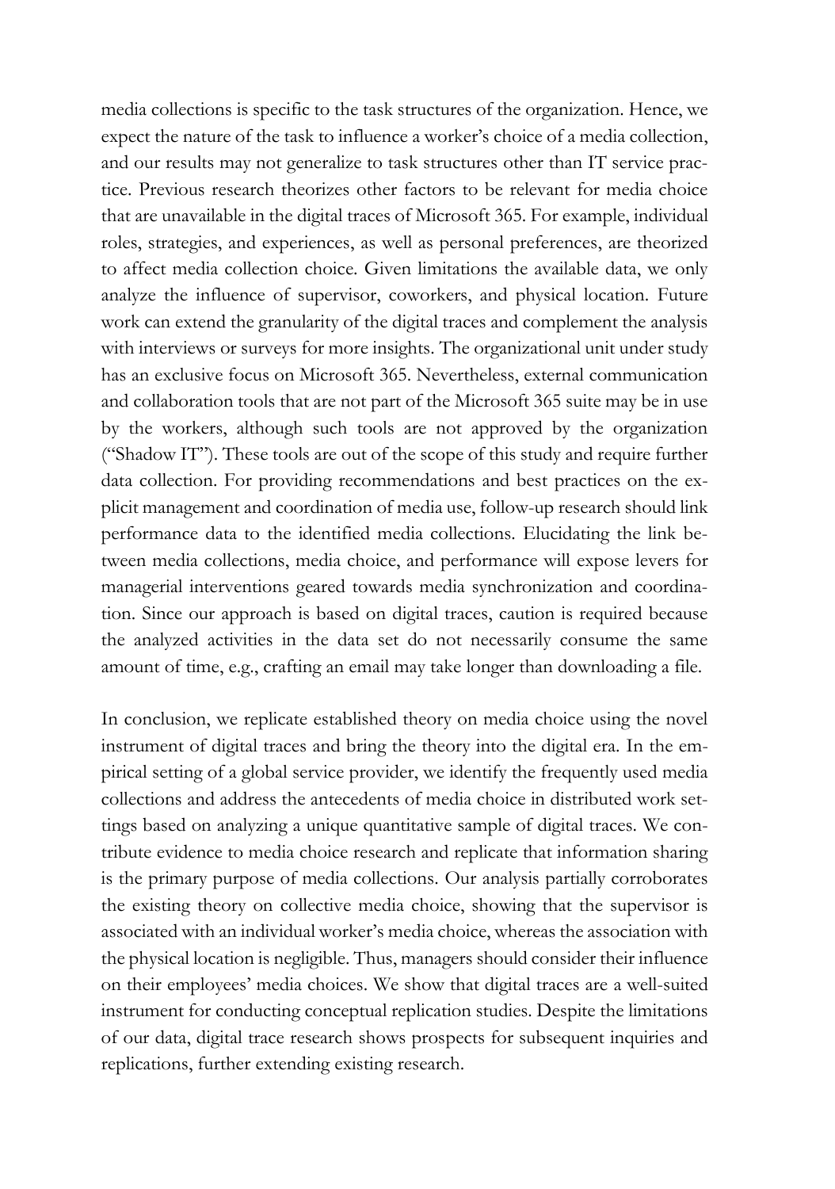media collections is specific to the task structures of the organization. Hence, we expect the nature of the task to influence a worker's choice of a media collection, and our results may not generalize to task structures other than IT service practice. Previous research theorizes other factors to be relevant for media choice that are unavailable in the digital traces of Microsoft 365. For example, individual roles, strategies, and experiences, as well as personal preferences, are theorized to affect media collection choice. Given limitations the available data, we only analyze the influence of supervisor, coworkers, and physical location. Future work can extend the granularity of the digital traces and complement the analysis with interviews or surveys for more insights. The organizational unit under study has an exclusive focus on Microsoft 365. Nevertheless, external communication and collaboration tools that are not part of the Microsoft 365 suite may be in use by the workers, although such tools are not approved by the organization ("Shadow IT"). These tools are out of the scope of this study and require further data collection. For providing recommendations and best practices on the explicit management and coordination of media use, follow-up research should link performance data to the identified media collections. Elucidating the link between media collections, media choice, and performance will expose levers for managerial interventions geared towards media synchronization and coordination. Since our approach is based on digital traces, caution is required because the analyzed activities in the data set do not necessarily consume the same amount of time, e.g., crafting an email may take longer than downloading a file.

In conclusion, we replicate established theory on media choice using the novel instrument of digital traces and bring the theory into the digital era. In the empirical setting of a global service provider, we identify the frequently used media collections and address the antecedents of media choice in distributed work settings based on analyzing a unique quantitative sample of digital traces. We contribute evidence to media choice research and replicate that information sharing is the primary purpose of media collections. Our analysis partially corroborates the existing theory on collective media choice, showing that the supervisor is associated with an individual worker's media choice, whereas the association with the physical location is negligible. Thus, managers should consider their influence on their employees' media choices. We show that digital traces are a well-suited instrument for conducting conceptual replication studies. Despite the limitations of our data, digital trace research shows prospects for subsequent inquiries and replications, further extending existing research.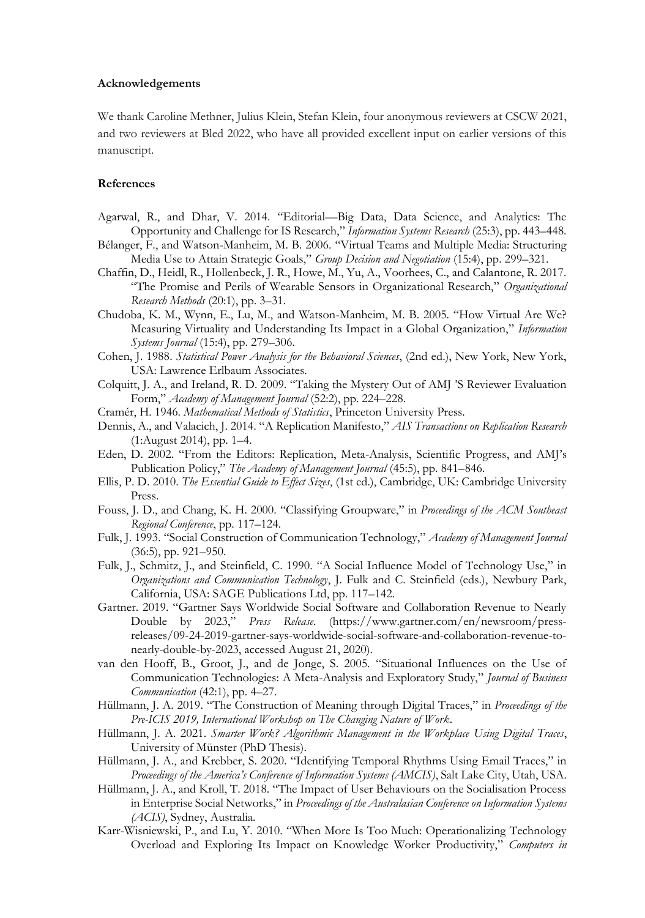#### Acknowledgements

We thank Caroline Methner, Julius Klein, Stefan Klein, four anonymous reviewers at CSCW 2021, and two reviewers at Bled 2022, who have all provided excellent input on earlier versions of this manuscript.

#### References

Agarwal, R., and Dhar, V. 2014. "Editorial—Big Data, Data Science, and Analytics: The Opportunity and Challenge for IS Research," *Information Systems Research* (25:3), pp. 443–448.

Bélanger, F., and Watson-Manheim, M. B. 2006. "Virtual Teams and Multiple Media: Structuring Media Use to Attain Strategic Goals," *Group Decision and Negotiation* (15:4), pp. 299–321.

Chaffin, D., Heidl, R., Hollenbeck, J. R., Howe, M., Yu, A., Voorhees, C., and Calantone, R. 2017. "The Promise and Perils of Wearable Sensors in Organizational Research," *Organizational Research Methods* (20:1), pp. 3–31.

Chudoba, K. M., Wynn, E., Lu, M., and Watson-Manheim, M. B. 2005. "How Virtual Are We? Measuring Virtuality and Understanding Its Impact in a Global Organization," *Information Systems Journal* (15:4), pp. 279–306.

Cohen, J. 1988. *Statistical Power Analysis for the Behavioral Sciences*, (2nd ed.), New York, New York, USA: Lawrence Erlbaum Associates.

Colquitt, J. A., and Ireland, R. D. 2009. "Taking the Mystery Out of AMJ 'S Reviewer Evaluation Form," *Academy of Management Journal* (52:2), pp. 224–228.

Cramér, H. 1946. *Mathematical Methods of Statistics*, Princeton University Press.

Dennis, A., and Valacich, J. 2014. "A Replication Manifesto," *AIS Transactions on Replication Research* (1:August 2014), pp. 1–4.

Eden, D. 2002. "From the Editors: Replication, Meta-Analysis, Scientific Progress, and AMJ's Publication Policy," *The Academy of Management Journal* (45:5), pp. 841–846.

Ellis, P. D. 2010. *The Essential Guide to Effect Sizes*, (1st ed.), Cambridge, UK: Cambridge University Press.

Fouss, J. D., and Chang, K. H. 2000. "Classifying Groupware," in *Proceedings of the ACM Southeast Regional Conference*, pp. 117–124.

Fulk, J. 1993. "Social Construction of Communication Technology," *Academy of Management Journal* (36:5), pp. 921–950.

Fulk, J., Schmitz, J., and Steinfield, C. 1990. "A Social Influence Model of Technology Use," in *Organizations and Communication Technology*, J. Fulk and C. Steinfield (eds.), Newbury Park, California, USA: SAGE Publications Ltd, pp. 117–142.

Gartner. 2019. "Gartner Says Worldwide Social Software and Collaboration Revenue to Nearly Double by 2023," *Press Release*. (https://www.gartner.com/en/newsroom/press-releases/09-24-2019-gartner-says-worldwide-social-software-and-collaboration-revenue-to-nearly-double-by-2023, accessed August 21, 2020).

van den Hooff, B., Groot, J., and de Jonge, S. 2005. "Situational Influences on the Use of Communication Technologies: A Meta-Analysis and Exploratory Study," *Journal of Business Communication* (42:1), pp. 4–27.

Hüllmann, J. A. 2019. "The Construction of Meaning through Digital Traces," in *Proceedings of the Pre-ICIS 2019, International Workshop on The Changing Nature of Work*.

Hüllmann, J. A. 2021. *Smarter Work? Algorithmic Management in the Workplace Using Digital Traces*, University of Münster (PhD Thesis).

Hüllmann, J. A., and Krebber, S. 2020. "Identifying Temporal Rhythms Using Email Traces," in *Proceedings of the America's Conference of Information Systems (AMCIS)*, Salt Lake City, Utah, USA.

Hüllmann, J. A., and Kroll, T. 2018. "The Impact of User Behaviours on the Socialisation Process in Enterprise Social Networks," in *Proceedings of the Australasian Conference on Information Systems (ACIS)*, Sydney, Australia.

Karr-Wisniewski, P., and Lu, Y. 2010. "When More Is Too Much: Operationalizing Technology Overload and Exploring Its Impact on Knowledge Worker Productivity," *Computers in*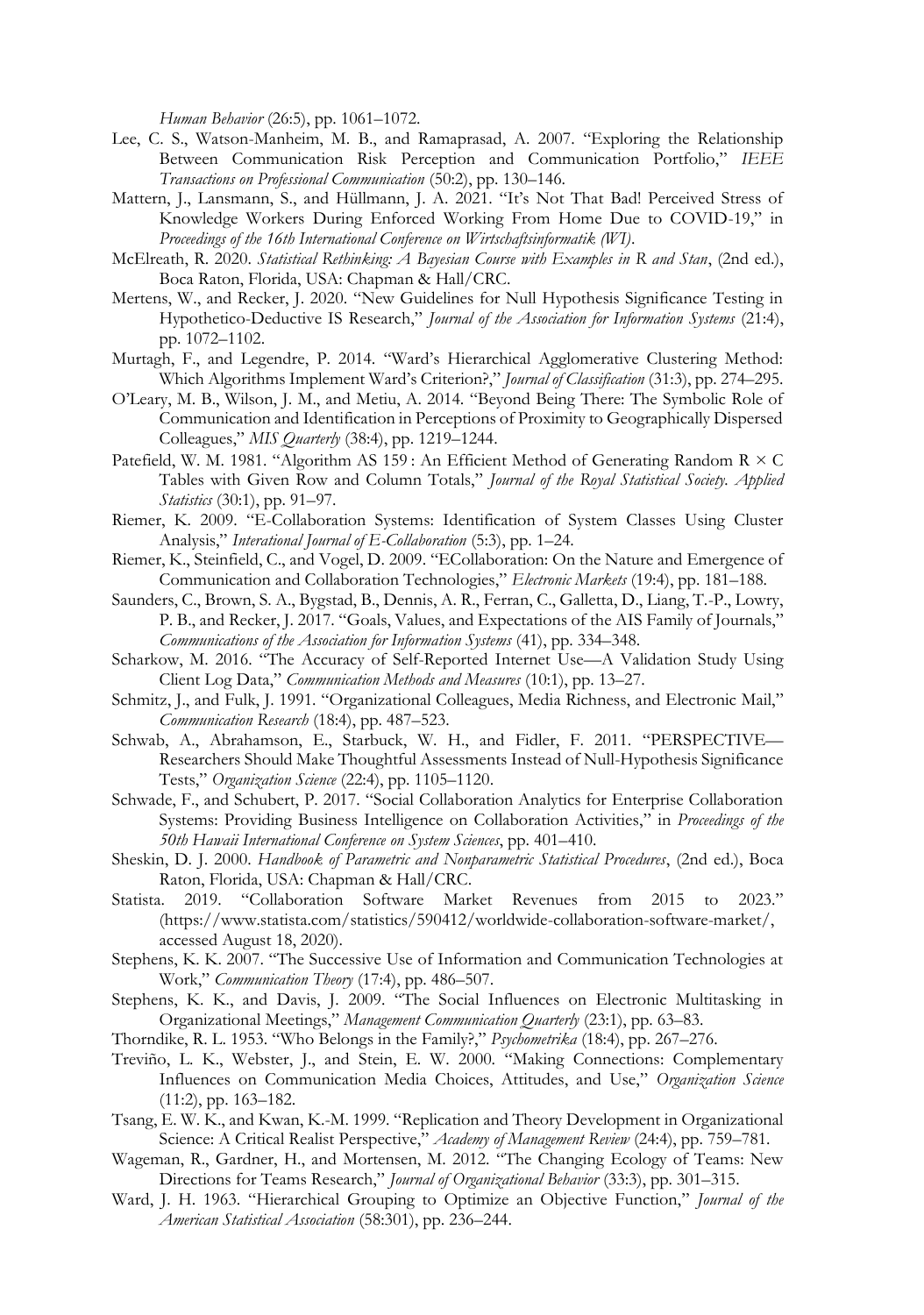*Human Behavior* (26:5), pp. 1061–1072.

Lee, C. S., Watson-Manheim, M. B., and Ramaprasad, A. 2007. "Exploring the Relationship Between Communication Risk Perception and Communication Portfolio," *IEEE Transactions on Professional Communication* (50:2), pp. 130–146.

Mattern, J., Lansmann, S., and Hüllmann, J. A. 2021. "It's Not That Bad! Perceived Stress of Knowledge Workers During Enforced Working From Home Due to COVID-19," in *Proceedings of the 16th International Conference on Wirtschaftsinformatik (WI)*.

McElreath, R. 2020. *Statistical Rethinking: A Bayesian Course with Examples in R and Stan*, (2nd ed.), Boca Raton, Florida, USA: Chapman & Hall/CRC.

Mertens, W., and Recker, J. 2020. "New Guidelines for Null Hypothesis Significance Testing in Hypothetico-Deductive IS Research," *Journal of the Association for Information Systems* (21:4), pp. 1072–1102.

Murtagh, F., and Legendre, P. 2014. "Ward's Hierarchical Agglomerative Clustering Method: Which Algorithms Implement Ward's Criterion?," *Journal of Classification* (31:3), pp. 274–295.

O'Leary, M. B., Wilson, J. M., and Metiu, A. 2014. "Beyond Being There: The Symbolic Role of Communication and Identification in Perceptions of Proximity to Geographically Dispersed Colleagues," *MIS Quarterly* (38:4), pp. 1219–1244.

Patefield, W. M. 1981. "Algorithm AS 159 : An Efficient Method of Generating Random R × C Tables with Given Row and Column Totals," *Journal of the Royal Statistical Society. Applied Statistics* (30:1), pp. 91–97.

Riemer, K. 2009. "E-Collaboration Systems: Identification of System Classes Using Cluster Analysis," *Interational Journal of E-Collaboration* (5:3), pp. 1–24.

Riemer, K., Steinfield, C., and Vogel, D. 2009. "ECollaboration: On the Nature and Emergence of Communication and Collaboration Technologies," *Electronic Markets* (19:4), pp. 181–188.

Saunders, C., Brown, S. A., Bygstad, B., Dennis, A. R., Ferran, C., Galletta, D., Liang, T.-P., Lowry, P. B., and Recker, J. 2017. "Goals, Values, and Expectations of the AIS Family of Journals," *Communications of the Association for Information Systems* (41), pp. 334–348.

Scharkow, M. 2016. "The Accuracy of Self-Reported Internet Use—A Validation Study Using Client Log Data," *Communication Methods and Measures* (10:1), pp. 13–27.

Schmitz, J., and Fulk, J. 1991. "Organizational Colleagues, Media Richness, and Electronic Mail," *Communication Research* (18:4), pp. 487–523.

Schwab, A., Abrahamson, E., Starbuck, W. H., and Fidler, F. 2011. "PERSPECTIVE—Researchers Should Make Thoughtful Assessments Instead of Null-Hypothesis Significance Tests," *Organization Science* (22:4), pp. 1105–1120.

Schwade, F., and Schubert, P. 2017. "Social Collaboration Analytics for Enterprise Collaboration Systems: Providing Business Intelligence on Collaboration Activities," in *Proceedings of the 50th Hawaii International Conference on System Sciences*, pp. 401–410.

Sheskin, D. J. 2000. *Handbook of Parametric and Nonparametric Statistical Procedures*, (2nd ed.), Boca Raton, Florida, USA: Chapman & Hall/CRC.

Statista. 2019. "Collaboration Software Market Revenues from 2015 to 2023." (https://www.statista.com/statistics/590412/worldwide-collaboration-software-market/, accessed August 18, 2020).

Stephens, K. K. 2007. "The Successive Use of Information and Communication Technologies at Work," *Communication Theory* (17:4), pp. 486–507.

Stephens, K. K., and Davis, J. 2009. "The Social Influences on Electronic Multitasking in Organizational Meetings," *Management Communication Quarterly* (23:1), pp. 63–83.

Thorndike, R. L. 1953. "Who Belongs in the Family?," *Psychometrika* (18:4), pp. 267–276.

Treviño, L. K., Webster, J., and Stein, E. W. 2000. "Making Connections: Complementary Influences on Communication Media Choices, Attitudes, and Use," *Organization Science* (11:2), pp. 163–182.

Tsang, E. W. K., and Kwan, K.-M. 1999. "Replication and Theory Development in Organizational Science: A Critical Realist Perspective," *Academy of Management Review* (24:4), pp. 759–781.

Wageman, R., Gardner, H., and Mortensen, M. 2012. "The Changing Ecology of Teams: New Directions for Teams Research," *Journal of Organizational Behavior* (33:3), pp. 301–315.

Ward, J. H. 1963. "Hierarchical Grouping to Optimize an Objective Function," *Journal of the American Statistical Association* (58:301), pp. 236–244.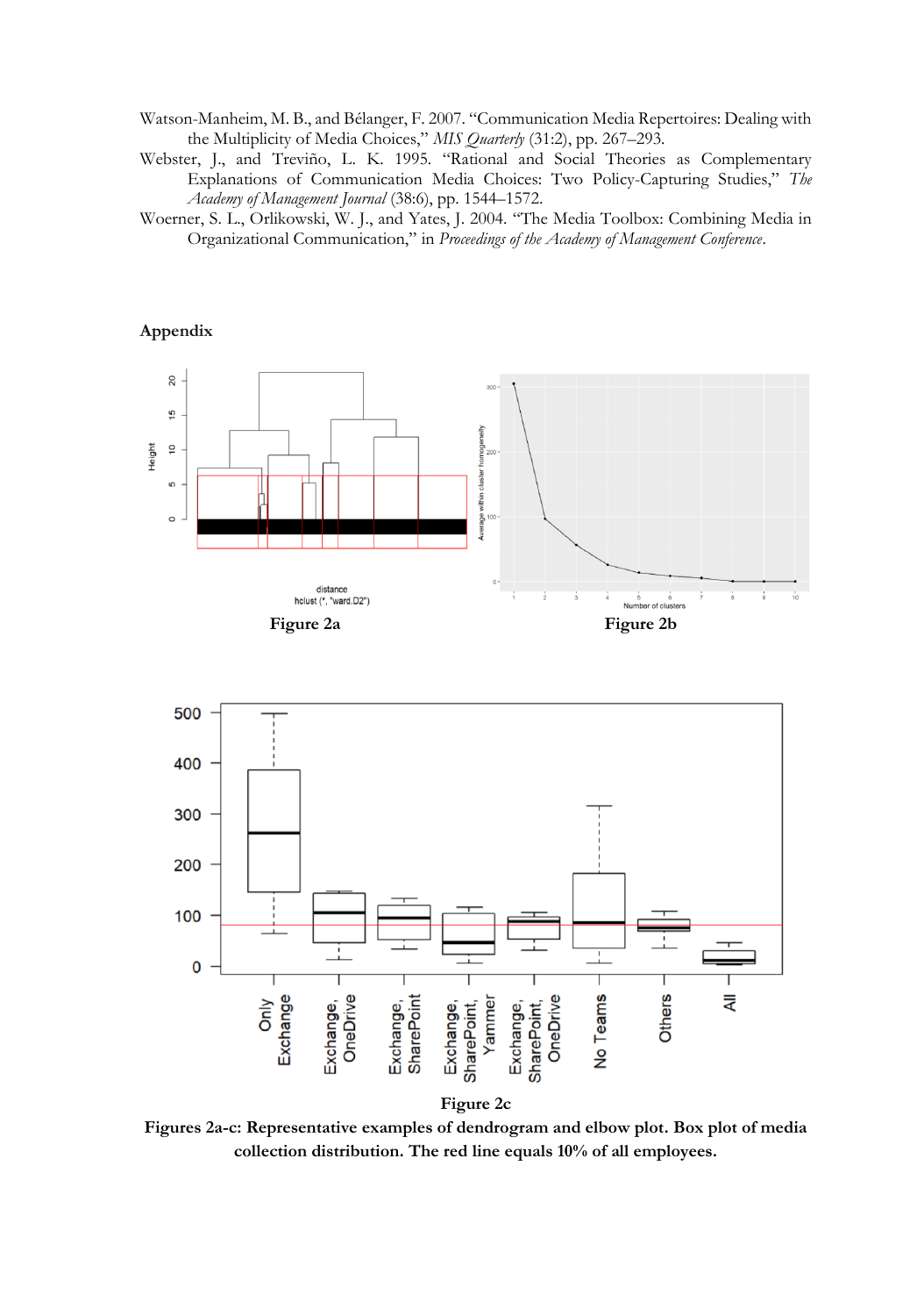Watson-Manheim, M. B., and Bélanger, F. 2007. "Communication Media Repertoires: Dealing with the Multiplicity of Media Choices," *MIS Quarterly* (31:2), pp. 267–293.

Webster, J., and Treviño, L. K. 1995. "Rational and Social Theories as Complementary Explanations of Communication Media Choices: Two Policy-Capturing Studies," *The Academy of Management Journal* (38:6), pp. 1544–1572.

Woerner, S. L., Orlikowski, W. J., and Yates, J. 2004. "The Media Toolbox: Combining Media in Organizational Communication," in *Proceedings of the Academy of Management Conference*.

## Appendix

Height
0
5
10
15
20
distance
hclust (*, "ward.D2")

**Figure 2a**

Average within cluster homogeneity
0
100
200
300
Number of clusters
1 2 3 4 5 6 7 8 9 10

**Figure 2b**

0
100
200
300
400
500
Only Exchange
Exchange, OneDrive
Exchange, SharePoint
Exchange, SharePoint, Yammer
Exchange, SharePoint, OneDrive
No Teams
Others
All

**Figure 2c**

**Figures 2a-c: Representative examples of dendrogram and elbow plot. Box plot of media collection distribution. The red line equals 10% of all employees.**